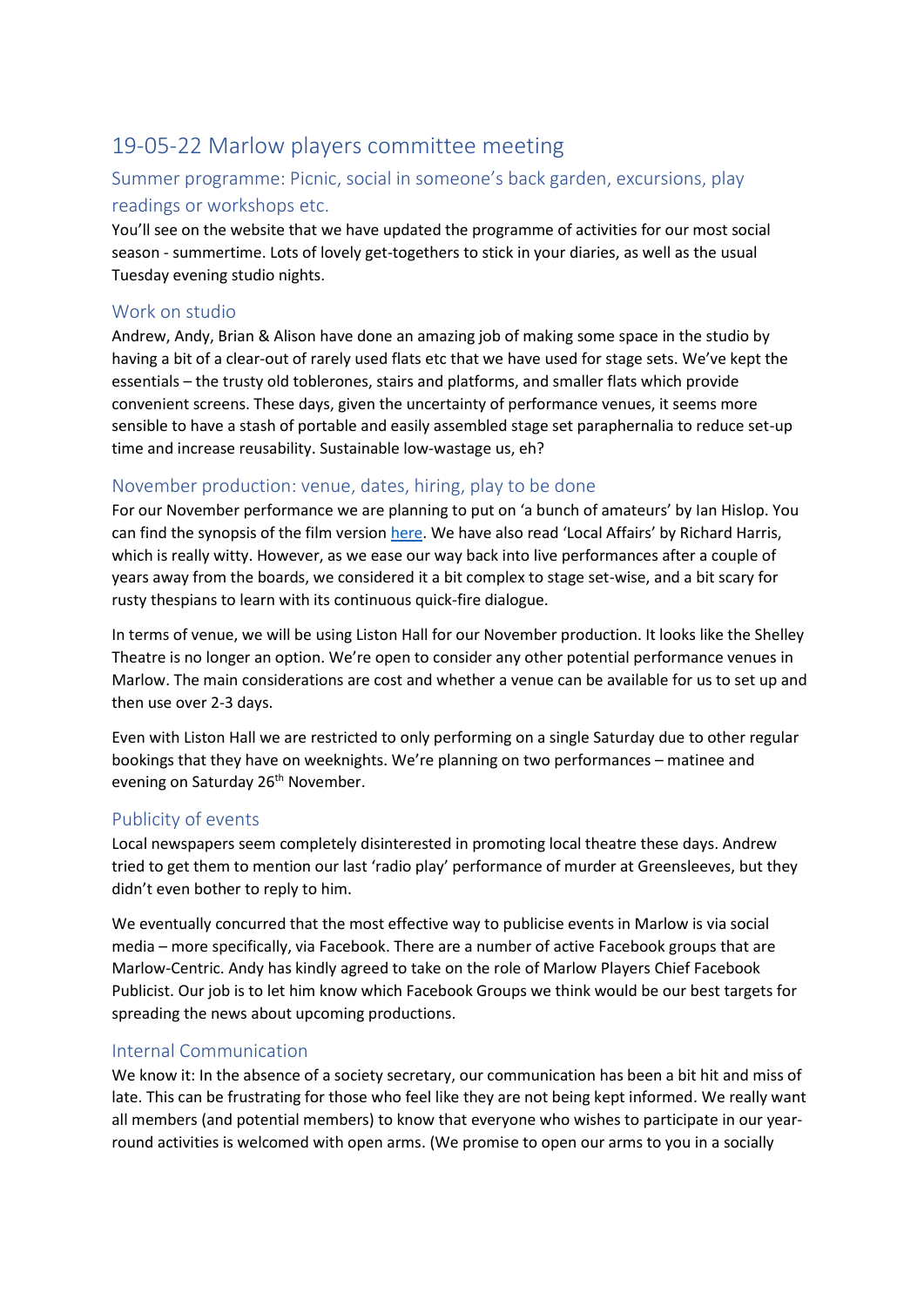# 19-05-22 Marlow players committee meeting

## Summer programme: Picnic, social in someone's back garden, excursions, play readings or workshops etc.

You'll see on the website that we have updated the programme of activities for our most social season - summertime. Lots of lovely get-togethers to stick in your diaries, as well as the usual Tuesday evening studio nights.

## Work on studio

Andrew, Andy, Brian & Alison have done an amazing job of making some space in the studio by having a bit of a clear-out of rarely used flats etc that we have used for stage sets. We've kept the essentials – the trusty old toblerones, stairs and platforms, and smaller flats which provide convenient screens. These days, given the uncertainty of performance venues, it seems more sensible to have a stash of portable and easily assembled stage set paraphernalia to reduce set-up time and increase reusability. Sustainable low-wastage us, eh?

## November production: venue, dates, hiring, play to be done

For our November performance we are planning to put on 'a bunch of amateurs' by Ian Hislop. You can find the synopsis of the film version here. We have also read 'Local Affairs' by Richard Harris, which is really witty. However, as we ease our way back into live performances after a couple of years away from the boards, we considered it a bit complex to stage set-wise, and a bit scary for rusty thespians to learn with its continuous quick-fire dialogue.

In terms of venue, we will be using Liston Hall for our November production. It looks like the Shelley Theatre is no longer an option. We're open to consider any other potential performance venues in Marlow. The main considerations are cost and whether a venue can be available for us to set up and then use over 2-3 days.

Even with Liston Hall we are restricted to only performing on a single Saturday due to other regular bookings that they have on weeknights. We're planning on two performances – matinee and evening on Saturday 26th November.

## Publicity of events

Local newspapers seem completely disinterested in promoting local theatre these days. Andrew tried to get them to mention our last 'radio play' performance of murder at Greensleeves, but they didn't even bother to reply to him.

We eventually concurred that the most effective way to publicise events in Marlow is via social media – more specifically, via Facebook. There are a number of active Facebook groups that are Marlow-Centric. Andy has kindly agreed to take on the role of Marlow Players Chief Facebook Publicist. Our job is to let him know which Facebook Groups we think would be our best targets for spreading the news about upcoming productions.

## Internal Communication

We know it: In the absence of a society secretary, our communication has been a bit hit and miss of late. This can be frustrating for those who feel like they are not being kept informed. We really want all members (and potential members) to know that everyone who wishes to participate in our year-round activities is welcomed with open arms. (We promise to open our arms to you in a socially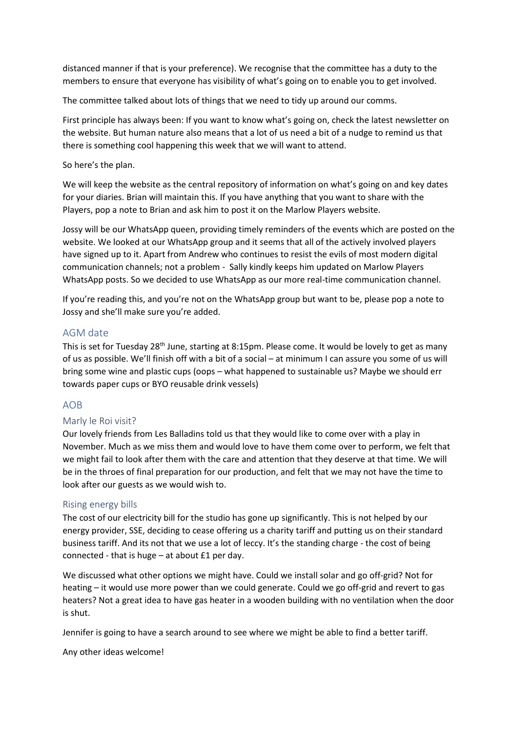distanced manner if that is your preference). We recognise that the committee has a duty to the members to ensure that everyone has visibility of what's going on to enable you to get involved.

The committee talked about lots of things that we need to tidy up around our comms.

First principle has always been: If you want to know what's going on, check the latest newsletter on the website. But human nature also means that a lot of us need a bit of a nudge to remind us that there is something cool happening this week that we will want to attend.

So here's the plan.

We will keep the website as the central repository of information on what's going on and key dates for your diaries. Brian will maintain this. If you have anything that you want to share with the Players, pop a note to Brian and ask him to post it on the Marlow Players website.

Jossy will be our WhatsApp queen, providing timely reminders of the events which are posted on the website. We looked at our WhatsApp group and it seems that all of the actively involved players have signed up to it. Apart from Andrew who continues to resist the evils of most modern digital communication channels; not a problem - Sally kindly keeps him updated on Marlow Players WhatsApp posts. So we decided to use WhatsApp as our more real-time communication channel.

If you're reading this, and you're not on the WhatsApp group but want to be, please pop a note to Jossy and she'll make sure you're added.

## AGM date

This is set for Tuesday 28th June, starting at 8:15pm. Please come. It would be lovely to get as many of us as possible. We'll finish off with a bit of a social – at minimum I can assure you some of us will bring some wine and plastic cups (oops – what happened to sustainable us? Maybe we should err towards paper cups or BYO reusable drink vessels)

## AOB

### Marly le Roi visit?

Our lovely friends from Les Balladins told us that they would like to come over with a play in November. Much as we miss them and would love to have them come over to perform, we felt that we might fail to look after them with the care and attention that they deserve at that time. We will be in the throes of final preparation for our production, and felt that we may not have the time to look after our guests as we would wish to.

### Rising energy bills

The cost of our electricity bill for the studio has gone up significantly. This is not helped by our energy provider, SSE, deciding to cease offering us a charity tariff and putting us on their standard business tariff. And its not that we use a lot of leccy. It's the standing charge - the cost of being connected - that is huge – at about £1 per day.

We discussed what other options we might have. Could we install solar and go off-grid? Not for heating – it would use more power than we could generate. Could we go off-grid and revert to gas heaters? Not a great idea to have gas heater in a wooden building with no ventilation when the door is shut.

Jennifer is going to have a search around to see where we might be able to find a better tariff.

Any other ideas welcome!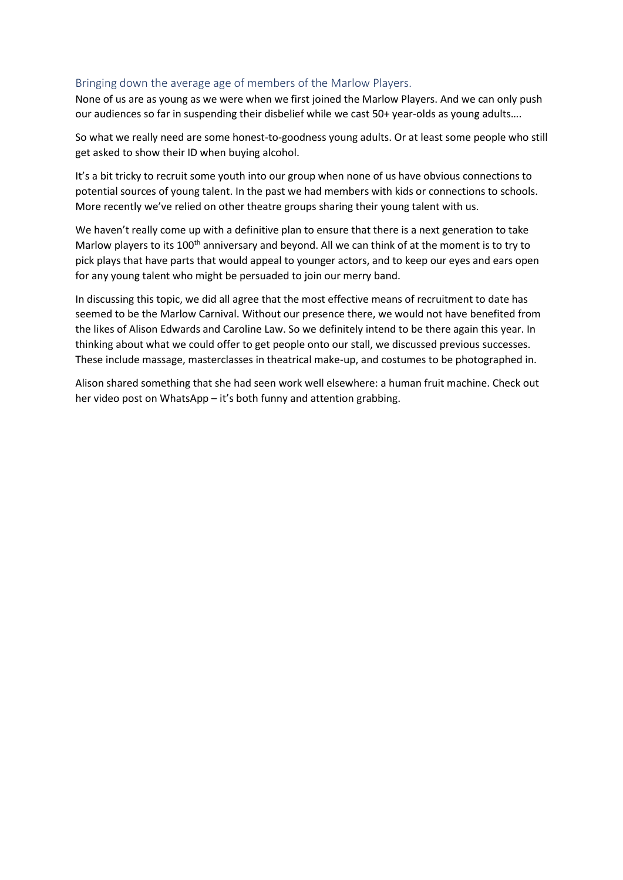## Bringing down the average age of members of the Marlow Players.

None of us are as young as we were when we first joined the Marlow Players. And we can only push our audiences so far in suspending their disbelief while we cast 50+ year-olds as young adults….

So what we really need are some honest-to-goodness young adults. Or at least some people who still get asked to show their ID when buying alcohol.

It's a bit tricky to recruit some youth into our group when none of us have obvious connections to potential sources of young talent. In the past we had members with kids or connections to schools. More recently we've relied on other theatre groups sharing their young talent with us.

We haven't really come up with a definitive plan to ensure that there is a next generation to take Marlow players to its 100th anniversary and beyond. All we can think of at the moment is to try to pick plays that have parts that would appeal to younger actors, and to keep our eyes and ears open for any young talent who might be persuaded to join our merry band.

In discussing this topic, we did all agree that the most effective means of recruitment to date has seemed to be the Marlow Carnival. Without our presence there, we would not have benefited from the likes of Alison Edwards and Caroline Law. So we definitely intend to be there again this year. In thinking about what we could offer to get people onto our stall, we discussed previous successes. These include massage, masterclasses in theatrical make-up, and costumes to be photographed in.

Alison shared something that she had seen work well elsewhere: a human fruit machine. Check out her video post on WhatsApp – it's both funny and attention grabbing.